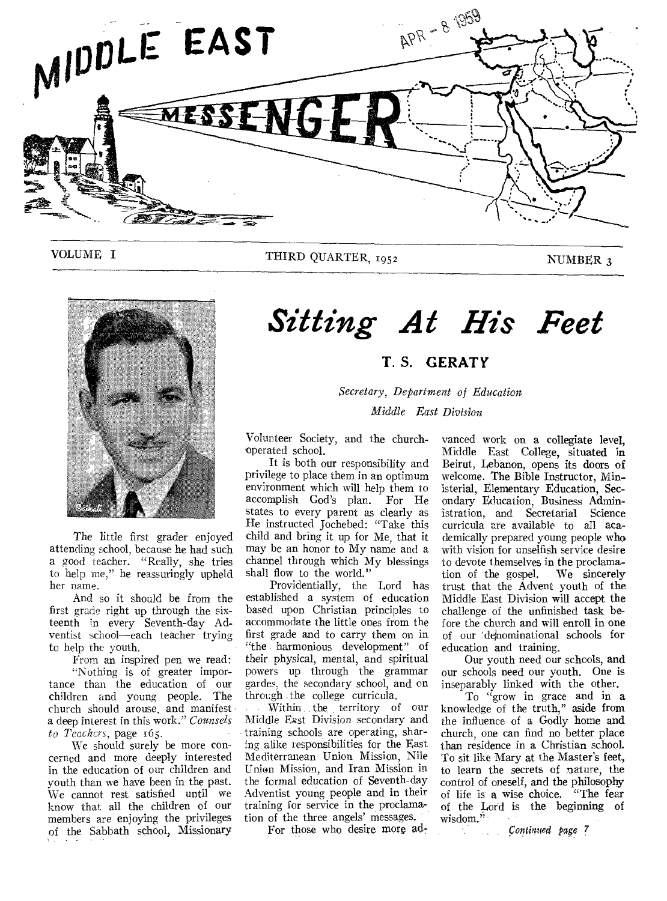# MIDDLE EAST MESSENGER

APR - 8 1959

VOLUME I — THIRD QUARTER, 1952 — NUMBER 3

# *Sitting At His Feet*

## T. S. GERATY

*Secretary, Department of Education*
*Middle East Division*

The little first grader enjoyed attending school, because he had such a good teacher. "Really, she tries to help me," he reassuringly upheld her name.

And so it should be from the first grade right up through the sixteenth in every Seventh-day Adventist school—each teacher trying to help the youth.

From an inspired pen we read: "Nothing is of greater importance than the education of our children and young people. The church should arouse, and manifest a deep interest in this work." *Counsels to Teachers*, page 165.

We should surely be more concerned and more deeply interested in the education of our children and youth than we have been in the past. We cannot rest satisfied until we know that all the children of our members are enjoying the privileges of the Sabbath school, Missionary Volunteer Society, and the church-operated school.

It is both our responsibility and privilege to place them in an optimum environment which will help them to accomplish God's plan. For He states to every parent as clearly as He instructed Jochebed: "Take this child and bring it up for Me, that it may be an honor to My name and a channel through which My blessings shall flow to the world."

Providentially, the Lord has established a system of education based upon Christian principles to accommodate the little ones from the first grade and to carry them on in "the harmonious development" of their physical, mental, and spiritual powers up through the grammar gardes, the secondary school, and on through the college curricula.

Within the territory of our Middle East Division secondary and training schools are operating, sharing alike responsibilities for the East Mediterranean Union Mission, Nile Union Mission, and Iran Mission in the formal education of Seventh-day Adventist young people and in their training for service in the proclamation of the three angels' messages.

For those who desire more advanced work on a collegiate level, Middle East College, situated in Beirut, Lebanon, opens its doors of welcome. The Bible Instructor, Ministerial, Elementary Education, Secondary Education, Business Administration, and Secretarial Science curricula are available to all academically prepared young people who with vision for unselfish service desire to devote themselves in the proclamation of the gospel. We sincerely trust that the Advent youth of the Middle East Division will accept the challenge of the unfinished task before the church and will enroll in one of our denominational schools for education and training.

Our youth need our schools, and our schools need our youth. One is inseparably linked with the other.

To "grow in grace and in a knowledge of the truth," aside from the influence of a Godly home and church, one can find no better place than residence in a Christian school. To sit like Mary at the Master's feet, to learn the secrets of nature, the control of oneself, and the philosophy of life is a wise choice. "The fear of the Lord is the beginning of wisdom."

*Continued page 7*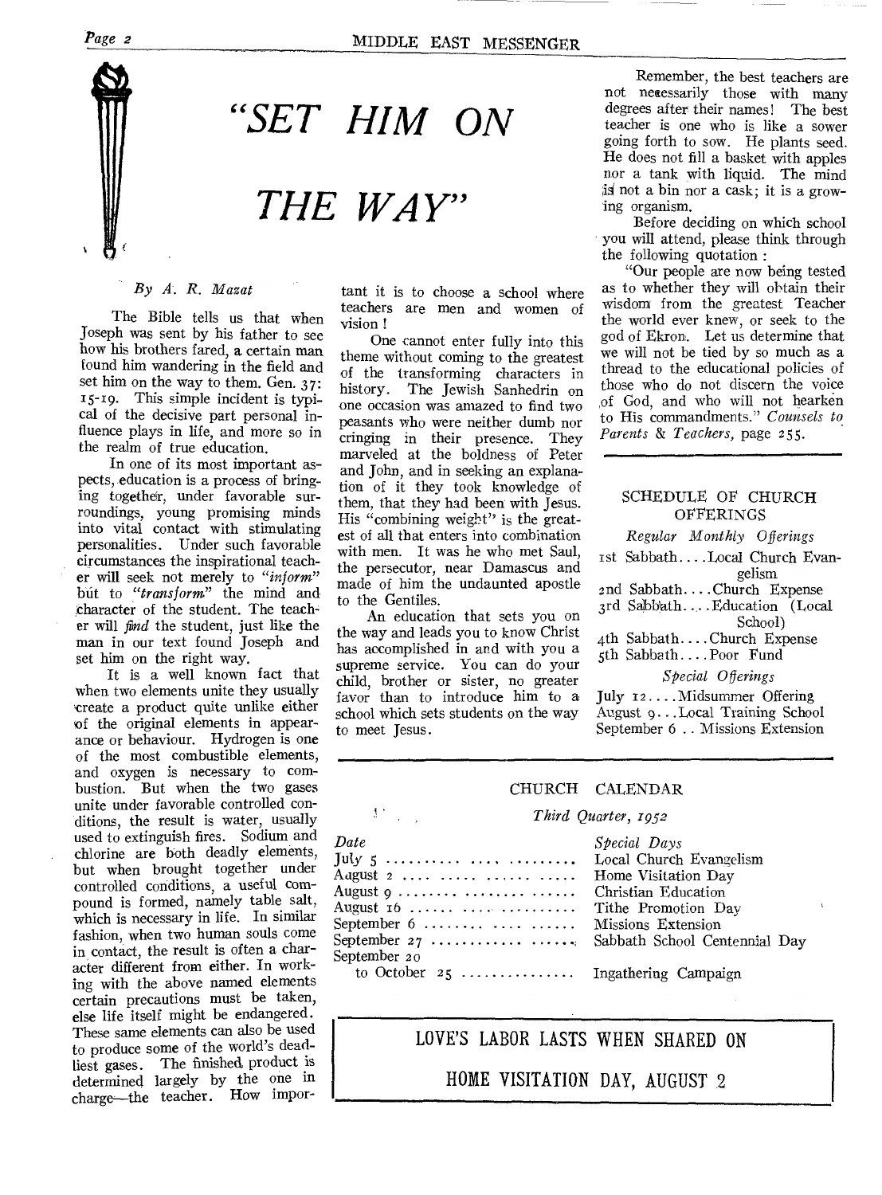# "SET HIM ON THE WAY"

*By A. R. Mazat*

The Bible tells us that when Joseph was sent by his father to see how his brothers fared, a certain man found him wandering in the field and set him on the way to them. Gen. 37: 15-19. This simple incident is typical of the decisive part personal influence plays in life, and more so in the realm of true education.

In one of its most important aspects, education is a process of bringing together, under favorable surroundings, young promising minds into vital contact with stimulating personalities. Under such favorable circumstances the inspirational teacher will seek not merely to *"inform"* but to *"transform"* the mind and character of the student. The teacher will *find* the student, just like the man in our text found Joseph and set him on the right way.

It is a well known fact that when two elements unite they usually create a product quite unlike either of the original elements in appearance or behaviour. Hydrogen is one of the most combustible elements, and oxygen is necessary to combustion. But when the two gases unite under favorable controlled conditions, the result is water, usually used to extinguish fires. Sodium and chlorine are both deadly elements, but when brought together under controlled conditions, a useful compound is formed, namely table salt, which is necessary in life. In similar fashion, when two human souls come in contact, the result is often a character different from either. In working with the above named elements certain precautions must be taken, else life itself might be endangered. These same elements can also be used to produce some of the world's deadliest gases. The finished product is determined largely by the one in charge—the teacher. How important it is to choose a school where teachers are men and women of vision!

One cannot enter fully into this theme without coming to the greatest of the transforming characters in history. The Jewish Sanhedrin on one occasion was amazed to find two peasants who were neither dumb nor cringing in their presence. They marveled at the boldness of Peter and John, and in seeking an explanation of it they took knowledge of them, that they had been with Jesus. His "combining weight" is the greatest of all that enters into combination with men. It was he who met Saul, the persecutor, near Damascus and made of him the undaunted apostle to the Gentiles.

An education that sets you on the way and leads you to know Christ has accomplished in and with you a supreme service. You can do your child, brother or sister, no greater favor than to introduce him to a school which sets students on the way to meet Jesus.

Remember, the best teachers are not necessarily those with many degrees after their names! The best teacher is one who is like a sower going forth to sow. He plants seed. He does not fill a basket with apples nor a tank with liquid. The mind is not a bin nor a cask; it is a growing organism.

Before deciding on which school you will attend, please think through the following quotation:

"Our people are now being tested as to whether they will obtain their wisdom from the greatest Teacher the world ever knew, or seek to the god of Ekron. Let us determine that we will not be tied by so much as a thread to the educational policies of those who do not discern the voice of God, and who will not hearken to His commandments." *Counsels to Parents & Teachers,* page 255.

---

## SCHEDULE OF CHURCH OFFERINGS

*Regular Monthly Offerings*

1st Sabbath....Local Church Evangelism
2nd Sabbath....Church Expense
3rd Sabbath....Education (Local School)
4th Sabbath....Church Expense
5th Sabbath....Poor Fund

*Special Offerings*

July 12....Midsummer Offering
August 9...Local Training School
September 6 .. Missions Extension

---

## CHURCH CALENDAR

*Third Quarter, 1952*

| *Date* | *Special Days* |
|---|---|
| July 5 | Local Church Evangelism |
| August 2 | Home Visitation Day |
| August 9 | Christian Education |
| August 16 | Tithe Promotion Day |
| September 6 | Missions Extension |
| September 27 | Sabbath School Centennial Day |
| September 20 to October 25 | Ingathering Campaign |

---

**LOVE'S LABOR LASTS WHEN SHARED ON HOME VISITATION DAY, AUGUST 2**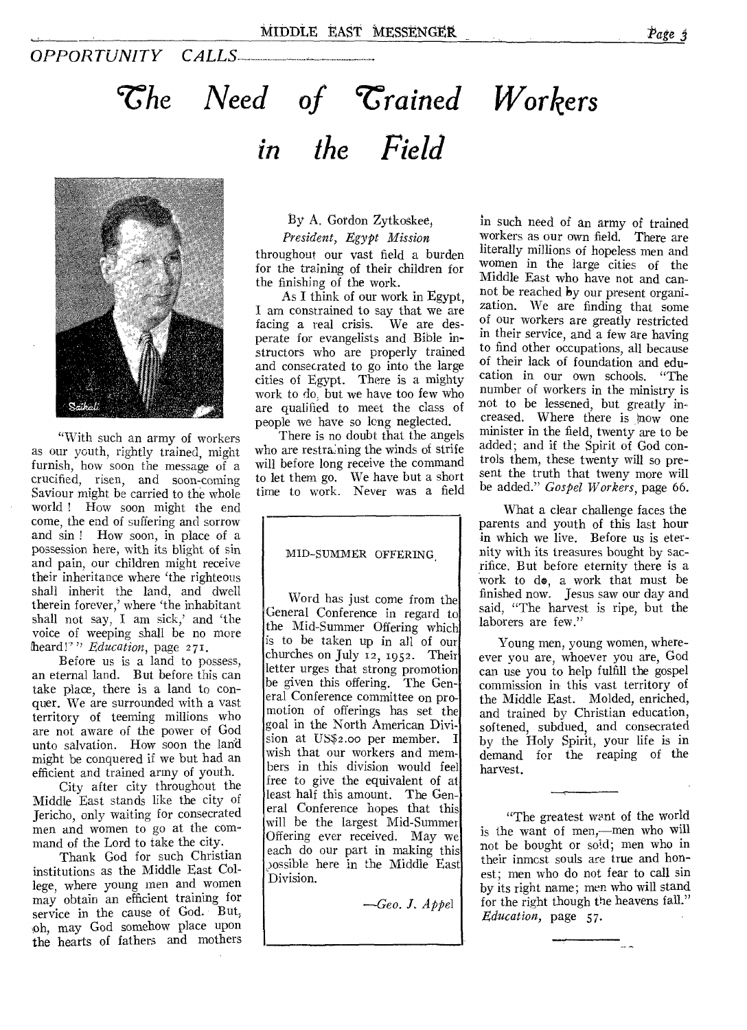*OPPORTUNITY CALLS*

# *The Need of Trained Workers in the Field*

By A. Gordon Zytkoskee,
*President, Egypt Mission*

"With such an army of workers as our youth, rightly trained, might furnish, how soon the message of a crucified, risen, and soon-coming Saviour might be carried to the whole world! How soon might the end come, the end of suffering and sorrow and sin! How soon, in place of a possession here, with its blight of sin and pain, our children might receive their inheritance where 'the righteous shall inherit the land, and dwell therein forever,' where 'the inhabitant shall not say, I am sick,' and 'the voice of weeping shall be no more heard!'" *Education*, page 271.

Before us is a land to possess, an eternal land. But before this can take place, there is a land to conquer. We are surrounded with a vast territory of teeming millions who are not aware of the power of God unto salvation. How soon the land might be conquered if we but had an efficient and trained army of youth.

City after city throughout the Middle East stands like the city of Jericho, only waiting for consecrated men and women to go at the command of the Lord to take the city.

Thank God for such Christian institutions as the Middle East College, where young men and women may obtain an efficient training for service in the cause of God. But, oh, may God somehow place upon the hearts of fathers and mothers throughout our vast field a burden for the training of their children for the finishing of the work.

As I think of our work in Egypt, I am constrained to say that we are facing a real crisis. We are desperate for evangelists and Bible instructors who are properly trained and consecrated to go into the large cities of Egypt. There is a mighty work to do, but we have too few who are qualified to meet the class of people we have so long neglected.

There is no doubt that the angels who are restraining the winds of strife will before long receive the command to let them go. We have but a short time to work. Never was a field in such need of an army of trained workers as our own field. There are literally millions of hopeless men and women in the large cities of the Middle East who have not and cannot be reached by our present organization. We are finding that some of our workers are greatly restricted in their service, and a few are having to find other occupations, all because of their lack of foundation and education in our own schools. "The number of workers in the ministry is not to be lessened, but greatly increased. Where there is now one minister in the field, twenty are to be added; and if the Spirit of God controls them, these twenty will so present the truth that tweny more will be added." *Gospel Workers*, page 66.

What a clear challenge faces the parents and youth of this last hour in which we live. Before us is eternity with its treasures bought by sacrifice. But before eternity there is a work to do, a work that must be finished now. Jesus saw our day and said, "The harvest is ripe, but the laborers are few."

Young men, young women, wherever you are, whoever you are, God can use you to help fulfill the gospel commission in this vast territory of the Middle East. Molded, enriched, and trained by Christian education, softened, subdued, and consecrated by the Holy Spirit, your life is in demand for the reaping of the harvest.

---

MID-SUMMER OFFERING

Word has just come from the General Conference in regard to the Mid-Summer Offering which is to be taken up in all of our churches on July 12, 1952. Their letter urges that strong promotion be given this offering. The General Conference committee on promotion of offerings has set the goal in the North American Division at US$2.00 per member. I wish that our workers and members in this division would feel free to give the equivalent of at least half this amount. The General Conference hopes that this will be the largest Mid-Summer Offering ever received. May we each do our part in making this possible here in the Middle East Division.

—*Geo. J. Appel*

---

"The greatest want of the world is the want of men,—men who will not be bought or sold; men who in their inmost souls are true and honest; men who do not fear to call sin by its right name; men who will stand for the right though the heavens fall." *Education*, page 57.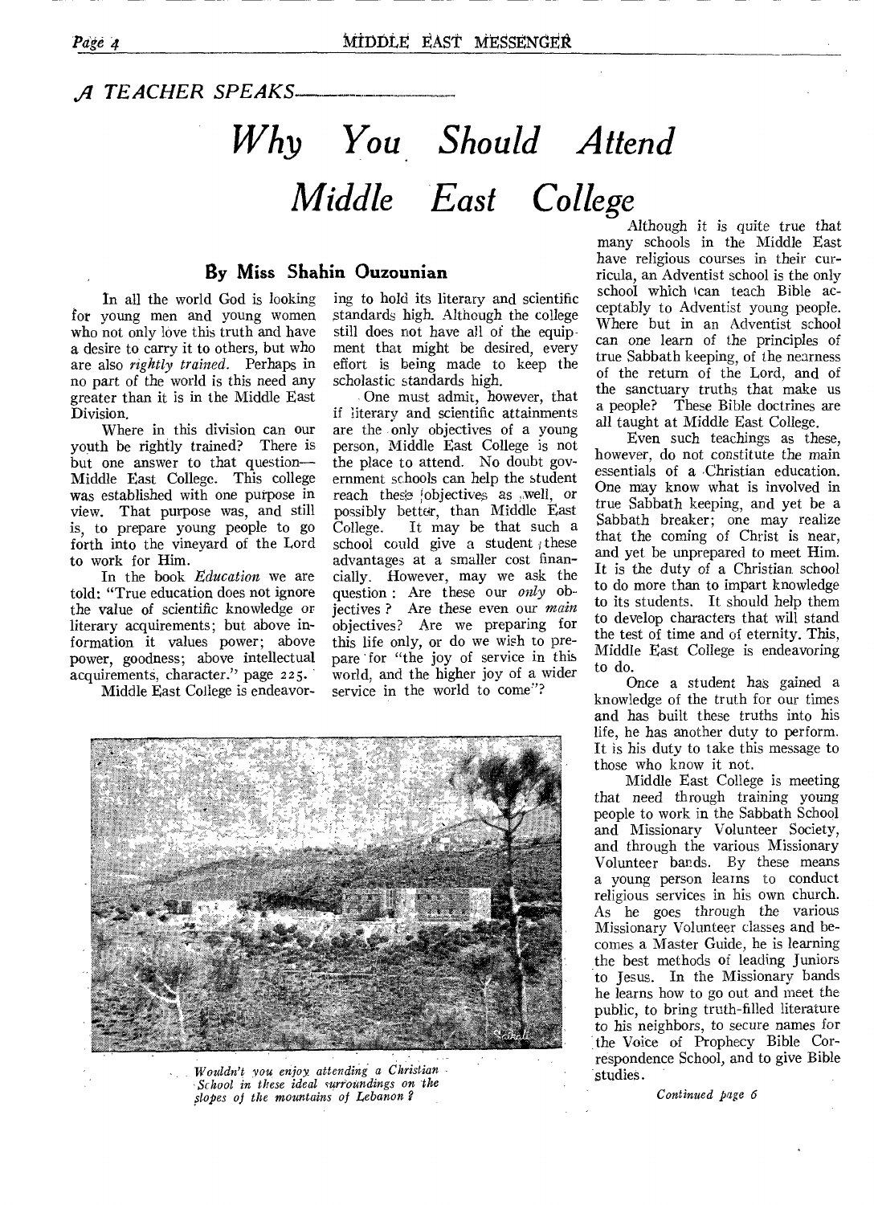*A TEACHER SPEAKS*—

# Why You Should Attend Middle East College

### By Miss Shahin Ouzounian

In all the world God is looking for young men and young women who not only love this truth and have a desire to carry it to others, but who are also *rightly trained*. Perhaps in no part of the world is this need any greater than it is in the Middle East Division.

Where in this division can our youth be rightly trained? There is but one answer to that question—Middle East College. This college was established with one purpose in view. That purpose was, and still is, to prepare young people to go forth into the vineyard of the Lord to work for Him.

In the book *Education* we are told: "True education does not ignore the value of scientific knowledge or literary acquirements; but above information it values power; above power, goodness; above intellectual acquirements, character." page 225.

Middle East College is endeavoring to hold its literary and scientific standards high. Although the college still does not have all of the equipment that might be desired, every effort is being made to keep the scholastic standards high.

One must admit, however, that if literary and scientific attainments are the only objectives of a young person, Middle East College is not the place to attend. No doubt government schools can help the student reach these objectives as well, or possibly better, than Middle East College. It may be that such a school could give a student these advantages at a smaller cost financially. However, may we ask the question: Are these our *only* objectives? Are these even our *main* objectives? Are we preparing for this life only, or do we wish to prepare for "the joy of service in this world, and the higher joy of a wider service in the world to come"?

*Wouldn't you enjoy attending a Christian School in these ideal surroundings on the slopes of the mountains of Lebanon?*

Although it is quite true that many schools in the Middle East have religious courses in their curricula, an Adventist school is the only school which can teach Bible acceptably to Adventist young people. Where but in an Adventist school can one learn of the principles of true Sabbath keeping, of the nearness of the return of the Lord, and of the sanctuary truths that make us a people? These Bible doctrines are all taught at Middle East College.

Even such teachings as these, however, do not constitute the main essentials of a Christian education. One may know what is involved in true Sabbath keeping, and yet be a Sabbath breaker; one may realize that the coming of Christ is near, and yet be unprepared to meet Him. It is the duty of a Christian school to do more than to impart knowledge to its students. It should help them to develop characters that will stand the test of time and of eternity. This, Middle East College is endeavoring to do.

Once a student has gained a knowledge of the truth for our times and has built these truths into his life, he has another duty to perform. It is his duty to take this message to those who know it not.

Middle East College is meeting that need through training young people to work in the Sabbath School and Missionary Volunteer Society, and through the various Missionary Volunteer bands. By these means a young person learns to conduct religious services in his own church. As he goes through the various Missionary Volunteer classes and becomes a Master Guide, he is learning the best methods of leading Juniors to Jesus. In the Missionary bands he learns how to go out and meet the public, to bring truth-filled literature to his neighbors, to secure names for the Voice of Prophecy Bible Correspondence School, and to give Bible studies.

*Continued page 6*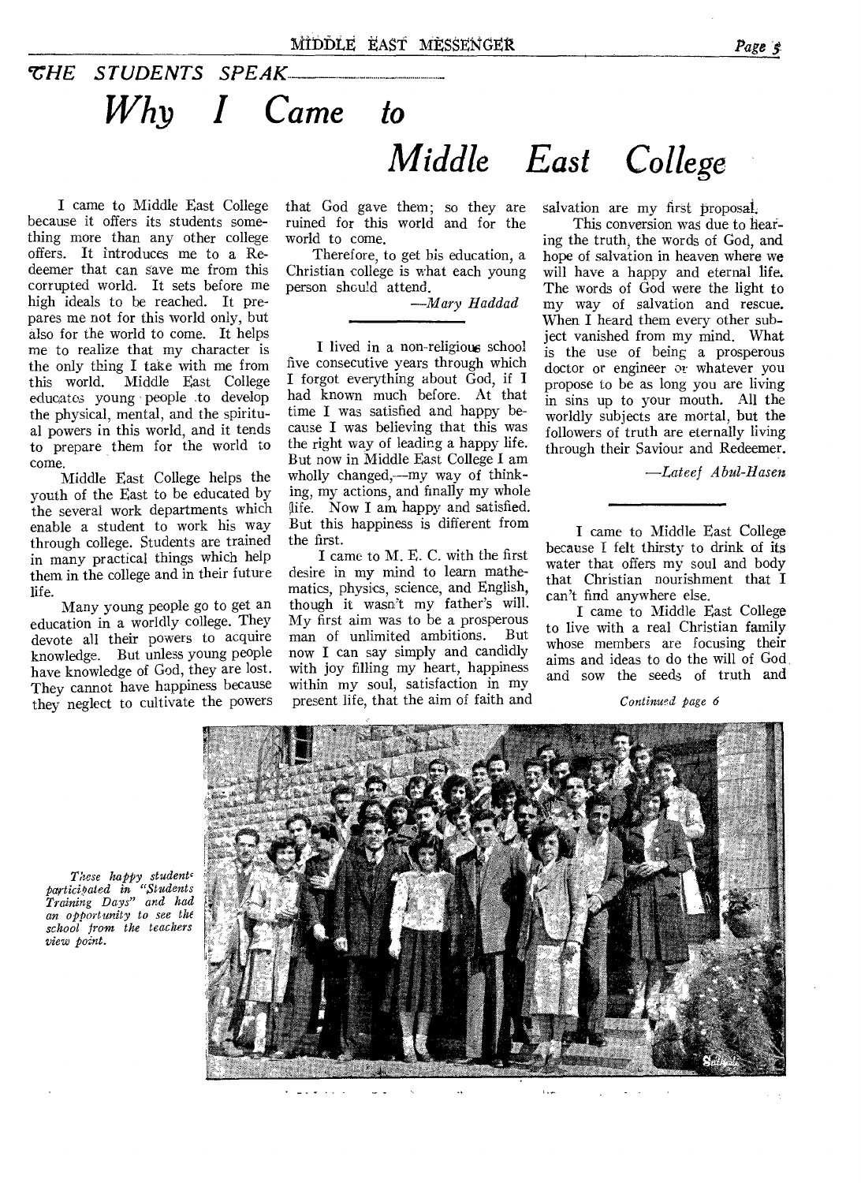*THE STUDENTS SPEAK*

# *Why I Came to Middle East College*

I came to Middle East College because it offers its students something more than any other college offers. It introduces me to a Redeemer that can save me from this corrupted world. It sets before me high ideals to be reached. It prepares me not for this world only, but also for the world to come. It helps me to realize that my character is the only thing I take with me from this world. Middle East College educates young people to develop the physical, mental, and the spiritual powers in this world, and it tends to prepare them for the world to come.

Middle East College helps the youth of the East to be educated by the several work departments which enable a student to work his way through college. Students are trained in many practical things which help them in the college and in their future life.

Many young people go to get an education in a worldly college. They devote all their powers to acquire knowledge. But unless young people have knowledge of God, they are lost. They cannot have happiness because they neglect to cultivate the powers that God gave them; so they are ruined for this world and for the world to come.

Therefore, to get his education, a Christian college is what each young person should attend.

—*Mary Haddad*

---

I lived in a non-religious school five consecutive years through which I forgot everything about God, if I had known much before. At that time I was satisfied and happy because I was believing that this was the right way of leading a happy life. But now in Middle East College I am wholly changed,—my way of thinking, my actions, and finally my whole life. Now I am happy and satisfied. But this happiness is different from the first.

I came to M. E. C. with the first desire in my mind to learn mathematics, physics, science, and English, though it wasn't my father's will. My first aim was to be a prosperous man of unlimited ambitions. But now I can say simply and candidly with joy filling my heart, happiness within my soul, satisfaction in my present life, that the aim of faith and salvation are my first proposal.

This conversion was due to hearing the truth, the words of God, and hope of salvation in heaven where we will have a happy and eternal life. The words of God were the light to my way of salvation and rescue. When I heard them every other subject vanished from my mind. What is the use of being a prosperous doctor or engineer or whatever you propose to be as long you are living in sins up to your mouth. All the worldly subjects are mortal, but the followers of truth are eternally living through their Saviour and Redeemer.

—*Lateef Abul-Hasen*

---

I came to Middle East College because I felt thirsty to drink of its water that offers my soul and body that Christian nourishment that I can't find anywhere else.

I came to Middle East College to live with a real Christian family whose members are focusing their aims and ideas to do the will of God and sow the seeds of truth and

*Continued page 6*

*These happy students participated in "Students Training Days" and had an opportunity to see the school from the teachers view point.*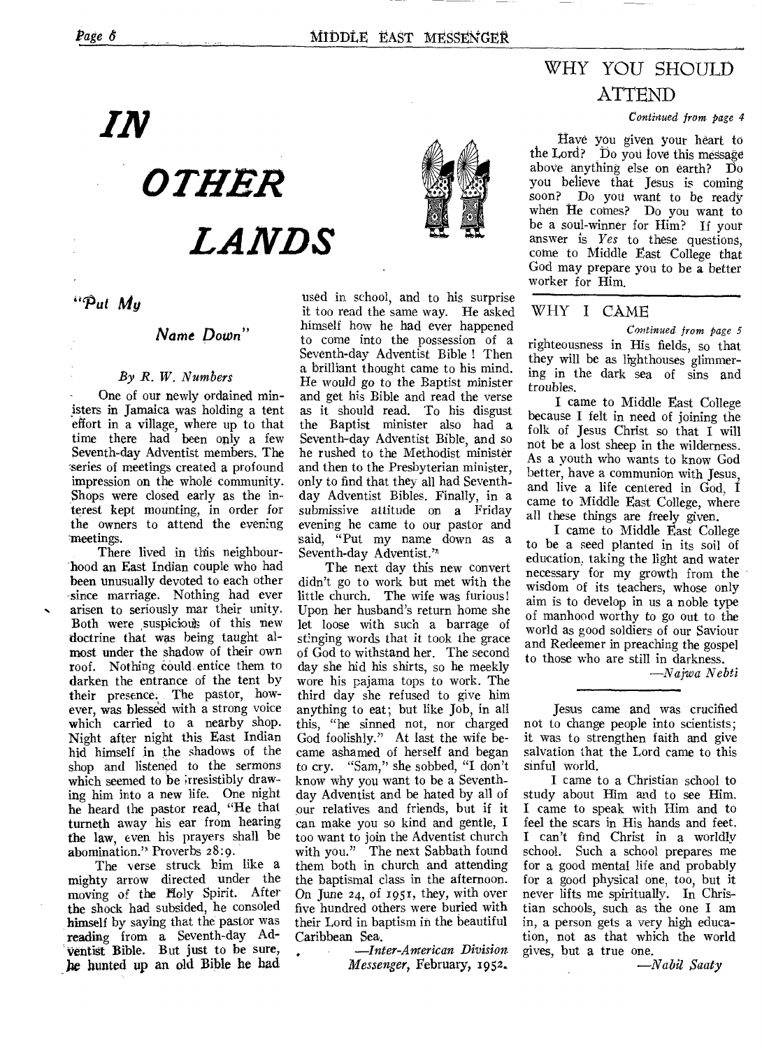# IN OTHER LANDS

## "Put My Name Down"

*By R. W. Numbers*

One of our newly ordained ministers in Jamaica was holding a tent effort in a village, where up to that time there had been only a few Seventh-day Adventist members. The series of meetings created a profound impression on the whole community. Shops were closed early as the interest kept mounting, in order for the owners to attend the evening meetings.

There lived in this neighbourhood an East Indian couple who had been unusually devoted to each other since marriage. Nothing had ever arisen to seriously mar their unity. Both were suspicious of this new doctrine that was being taught almost under the shadow of their own roof. Nothing could entice them to darken the entrance of the tent by their presence. The pastor, however, was blessed with a strong voice which carried to a nearby shop. Night after night this East Indian hid himself in the shadows of the shop and listened to the sermons which seemed to be irresistibly drawing him into a new life. One night he heard the pastor read, "He that turneth away his ear from hearing the law, even his prayers shall be abomination." Proverbs 28:9.

The verse struck him like a mighty arrow directed under the moving of the Holy Spirit. After the shock had subsided, he consoled himself by saying that the pastor was reading from a Seventh-day Adventist Bible. But just to be sure, he hunted up an old Bible he had used in school, and to his surprise it too read the same way. He asked himself how he had ever happened to come into the possession of a Seventh-day Adventist Bible! Then a brilliant thought came to his mind. He would go to the Baptist minister and get his Bible and read the verse as it should read. To his disgust the Baptist minister also had a Seventh-day Adventist Bible, and so he rushed to the Methodist minister and then to the Presbyterian minister, only to find that they all had Seventh-day Adventist Bibles. Finally, in a submissive attitude on a Friday evening he came to our pastor and said, "Put my name down as a Seventh-day Adventist."

The next day this new convert didn't go to work but met with the little church. The wife was furious! Upon her husband's return home she let loose with such a barrage of stinging words that it took the grace of God to withstand her. The second day she hid his shirts, so he meekly wore his pajama tops to work. The third day she refused to give him anything to eat; but like Job, in all this, "he sinned not, nor charged God foolishly." At last the wife became ashamed of herself and began to cry. "Sam," she sobbed, "I don't know why you want to be a Seventh-day Adventist and be hated by all of our relatives and friends, but if it can make you so kind and gentle, I too want to join the Adventist church with you." The next Sabbath found them both in church and attending the baptismal class in the afternoon. On June 24, of 1951, they, with over five hundred others were buried with their Lord in baptism in the beautiful Caribbean Sea.

—*Inter-American Division Messenger*, February, 1952.

## WHY YOU SHOULD ATTEND

*Continued from page 4*

Have you given your heart to the Lord? Do you love this message above anything else on earth? Do you believe that Jesus is coming soon? Do you want to be ready when He comes? Do you want to be a soul-winner for Him? If your answer is *Yes* to these questions, come to Middle East College that God may prepare you to be a better worker for Him.

## WHY I CAME

*Continued from page 5*

righteousness in His fields, so that they will be as lighthouses glimmering in the dark sea of sins and troubles.

I came to Middle East College because I felt in need of joining the folk of Jesus Christ so that I will not be a lost sheep in the wilderness. As a youth who wants to know God better, have a communion with Jesus, and live a life centered in God, I came to Middle East College, where all these things are freely given.

I came to Middle East College to be a seed planted in its soil of education, taking the light and water necessary for my growth from the wisdom of its teachers, whose only aim is to develop in us a noble type of manhood worthy to go out to the world as good soldiers of our Saviour and Redeemer in preaching the gospel to those who are still in darkness.

—*Najwa Nebti*

---

Jesus came and was crucified not to change people into scientists; it was to strengthen faith and give salvation that the Lord came to this sinful world.

I came to a Christian school to study about Him and to see Him. I came to speak with Him and to feel the scars in His hands and feet. I can't find Christ in a worldly school. Such a school prepares me for a good mental life and probably for a good physical one, too, but it never lifts me spiritually. In Christian schools, such as the one I am in, a person gets a very high education, not as that which the world gives, but a true one.

—*Nabil Saaty*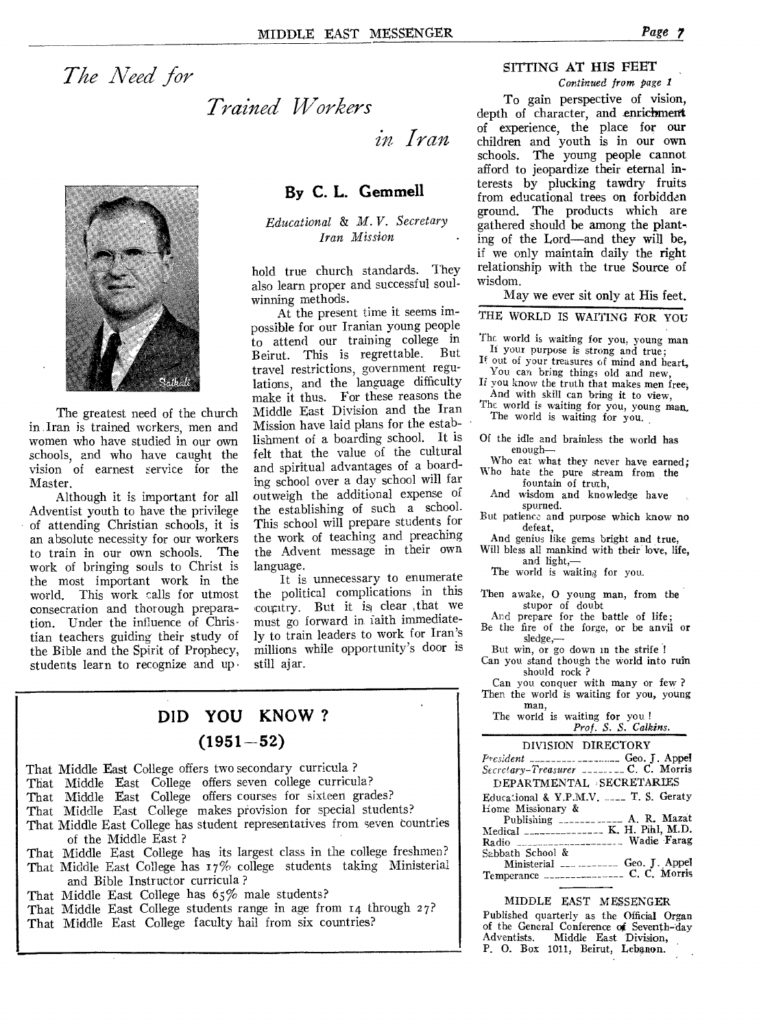# The Need for Trained Workers in Iran

## By C. L. Gemmell

*Educational & M. V. Secretary Iran Mission*

The greatest need of the church in Iran is trained workers, men and women who have studied in our own schools, and who have caught the vision of earnest service for the Master.

Although it is important for all Adventist youth to have the privilege of attending Christian schools, it is an absolute necessity for our workers to train in our own schools. The work of bringing souls to Christ is the most important work in the world. This work calls for utmost consecration and thorough preparation. Under the influence of Christian teachers guiding their study of the Bible and the Spirit of Prophecy, students learn to recognize and uphold true church standards. They also learn proper and successful soul-winning methods.

At the present time it seems impossible for our Iranian young people to attend our training college in Beirut. This is regrettable. But travel restrictions, government regulations, and the language difficulty make it thus. For these reasons the Middle East Division and the Iran Mission have laid plans for the establishment of a boarding school. It is felt that the value of the cultural and spiritual advantages of a boarding school over a day school will far outweigh the additional expense of the establishing of such a school. This school will prepare students for the work of teaching and preaching the Advent message in their own language.

It is unnecessary to enumerate the political complications in this country. But it is clear that we must go forward in faith immediately to train leaders to work for Iran's millions while opportunity's door is still ajar.

## DID YOU KNOW ? (1951—52)

That Middle East College offers two secondary curricula ?
That Middle East College offers seven college curricula?
That Middle East College offers courses for sixteen grades?
That Middle East College makes provision for special students?
That Middle East College has student representatives from seven countries of the Middle East ?
That Middle East College has its largest class in the college freshmen?
That Middle East College has 17% college students taking Ministerial and Bible Instructor curricula ?
That Middle East College has 65% male students?
That Middle East College students range in age from 14 through 27?
That Middle East College faculty hail from six countries?

## SITTING AT HIS FEET

*Continued from page 1*

To gain perspective of vision, depth of character, and enrichment of experience, the place for our children and youth is in our own schools. The young people cannot afford to jeopardize their eternal interests by plucking tawdry fruits from educational trees on forbidden ground. The products which are gathered should be among the planting of the Lord—and they will be, if we only maintain daily the right relationship with the true Source of wisdom.

May we ever sit only at His feet.

## THE WORLD IS WAITING FOR YOU

The world is waiting for you, young man
If your purpose is strong and true;
If out of your treasures of mind and heart,
You can bring things old and new,
If you know the truth that makes men free,
And with skill can bring it to view,
The world is waiting for you, young man,
The world is waiting for you.

Of the idle and brainless the world has enough—
Who eat what they never have earned;
Who hate the pure stream from the fountain of truth,
And wisdom and knowledge have spurned.
But patience and purpose which know no defeat,
And genius like gems bright and true,
Will bless all mankind with their love, life, and light,—
The world is waiting for you.

Then awake, O young man, from the stupor of doubt
And prepare for the battle of life;
Be the fire of the forge, or be anvil or sledge,—
But win, or go down in the strife !
Can you stand though the world into ruin should rock ?
Can you conquer with many or few ?
Then the world is waiting for you, young man,
The world is waiting for you !

*Prof. S. S. Calkins.*

## DIVISION DIRECTORY

*President* — Geo. J. Appel
*Secretary-Treasurer* — C. C. Morris

DEPARTMENTAL SECRETARIES

Educational & Y.P.M.V. — T. S. Geraty
Home Missionary & Publishing — A. R. Mazat
Medical — K. H. Pihl, M.D.
Radio — Wadie Farag
Sabbath School & Ministerial — Geo. J. Appel
Temperance — C. C. Morris

MIDDLE EAST MESSENGER

Published quarterly as the Official Organ of the General Conference of Seventh-day Adventists. Middle East Division, P. O. Box 1011, Beirut, Lebanon.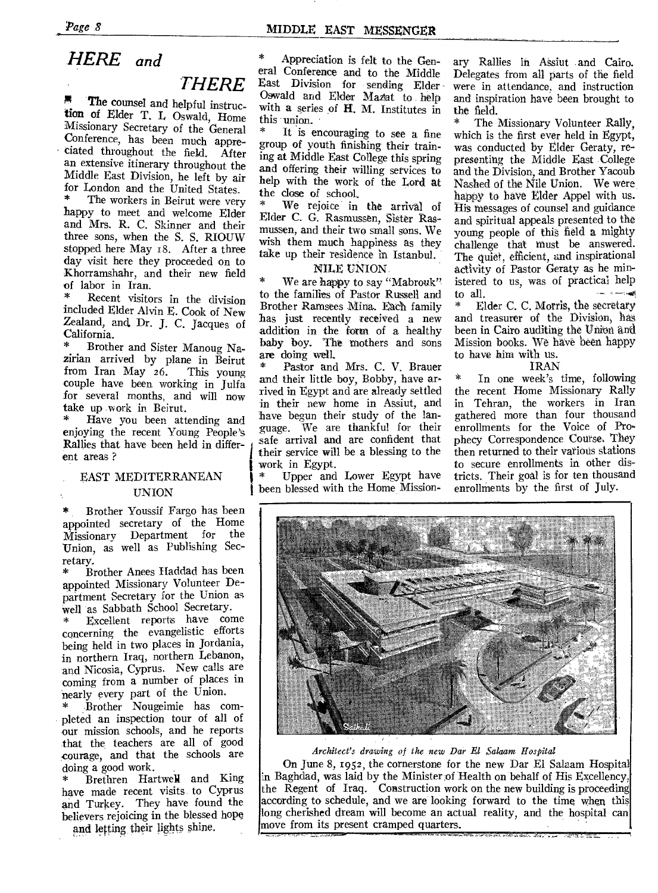# HERE and THERE

* The counsel and helpful instruction of Elder T. L Oswald, Home Missionary Secretary of the General Conference, has been much appreciated throughout the field. After an extensive itinerary throughout the Middle East Division, he left by air for London and the United States.

* The workers in Beirut were very happy to meet and welcome Elder and Mrs. R. C. Skinner and their three sons, when the S. S. RIOUW stopped here May 18. After a three day visit here they proceeded on to Khorramshahr, and their new field of labor in Iran.

* Recent visitors in the division included Elder Alvin E. Cook of New Zealand, and Dr. J. C. Jacques of California.

* Brother and Sister Manoug Nazirian arrived by plane in Beirut from Iran May 26. This young couple have been working in Julfa for several months, and will now take up work in Beirut.

* Have you been attending and enjoying the recent Young People's Rallies that have been held in different areas?

## EAST MEDITERRANEAN UNION

* Brother Youssif Fargo has been appointed secretary of the Home Missionary Department for the Union, as well as Publishing Secretary.

* Brother Anees Haddad has been appointed Missionary Volunteer Department Secretary for the Union as well as Sabbath School Secretary.

* Excellent reports have come concerning the evangelistic efforts being held in two places in Jordania, in northern Iraq, northern Lebanon, and Nicosia, Cyprus. New calls are coming from a number of places in nearly every part of the Union.

* Brother Nougeimie has completed an inspection tour of all of our mission schools, and he reports that the teachers are all of good courage, and that the schools are doing a good work.

* Brethren Hartwell and King have made recent visits to Cyprus and Turkey. They have found the believers rejoicing in the blessed hope and letting their lights shine.

* Appreciation is felt to the General Conference and to the Middle East Division for sending Elder Oswald and Elder Mazat to help with a series of H. M. Institutes in this union.

* It is encouraging to see a fine group of youth finishing their training at Middle East College this spring and offering their willing services to help with the work of the Lord at the close of school.

* We rejoice in the arrival of Elder C. G. Rasmussen, Sister Rasmussen, and their two small sons. We wish them much happiness as they take up their residence in Istanbul.

## NILE UNION

* We are happy to say "Mabrouk" to the families of Pastor Russell and Brother Ramsees Mina. Each family has just recently received a new addition in the form of a healthy baby boy. The mothers and sons are doing well.

* Pastor and Mrs. C. V. Brauer and their little boy, Bobby, have arrived in Egypt and are already settled in their new home in Assiut, and have begun their study of the language. We are thankful for their safe arrival and are confident that their service will be a blessing to the work in Egypt.

* Upper and Lower Egypt have been blessed with the Home Missionary Rallies in Assiut and Cairo. Delegates from all parts of the field were in attendance, and instruction and inspiration have been brought to the field.

* The Missionary Volunteer Rally, which is the first ever held in Egypt, was conducted by Elder Geraty, representing the Middle East College and the Division, and Brother Yacoub Nashed of the Nile Union. We were happy to have Elder Appel with us. His messages of counsel and guidance and spiritual appeals presented to the young people of this field a mighty challenge that must be answered. The quiet, efficient, and inspirational activity of Pastor Geraty as he ministered to us, was of practical help to all.

* Elder C. C. Morris, the secretary and treasurer of the Division, has been in Cairo auditing the Union and Mission books. We have been happy to have him with us.

## IRAN

* In one week's time, following the recent Home Missionary Rally in Tehran, the workers in Iran gathered more than four thousand enrollments for the Voice of Prophecy Correspondence Course. They then returned to their various stations to secure enrollments in other districts. Their goal is for ten thousand enrollments by the first of July.

*Architect's drawing of the new Dar El Salaam Hospital*

On June 8, 1952, the cornerstone for the new Dar El Salaam Hospital in Baghdad, was laid by the Minister of Health on behalf of His Excellency, the Regent of Iraq. Construction work on the new building is proceeding according to schedule, and we are looking forward to the time when this long cherished dream will become an actual reality, and the hospital can move from its present cramped quarters.